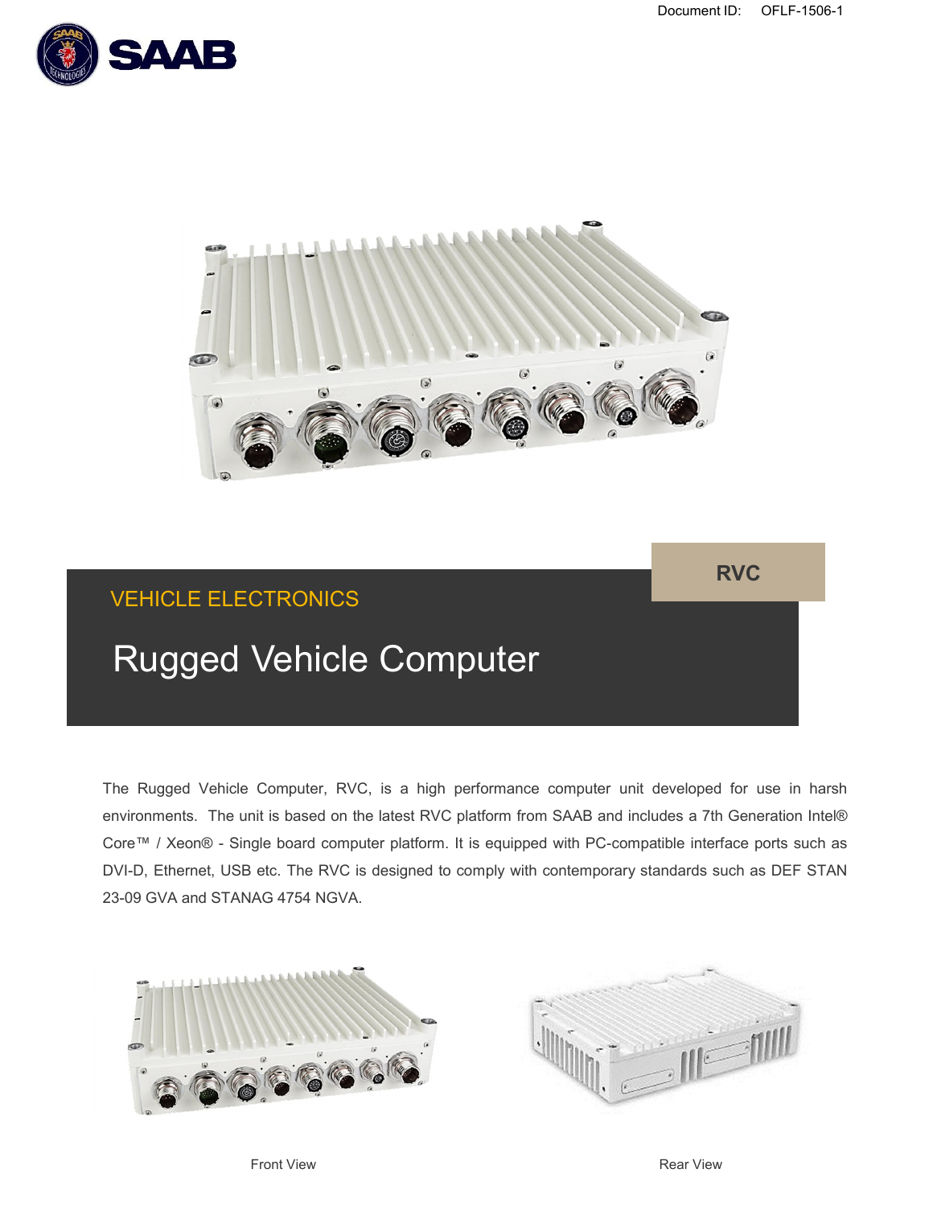Document ID: OFLF-1506-1

RVC

VEHICLE ELECTRONICS

# Rugged Vehicle Computer

The Rugged Vehicle Computer, RVC, is a high performance computer unit developed for use in harsh environments. The unit is based on the latest RVC platform from SAAB and includes a 7th Generation Intel® Core™ / Xeon® - Single board computer platform. It is equipped with PC-compatible interface ports such as DVI-D, Ethernet, USB etc. The RVC is designed to comply with contemporary standards such as DEF STAN 23-09 GVA and STANAG 4754 NGVA.

Front View

Rear View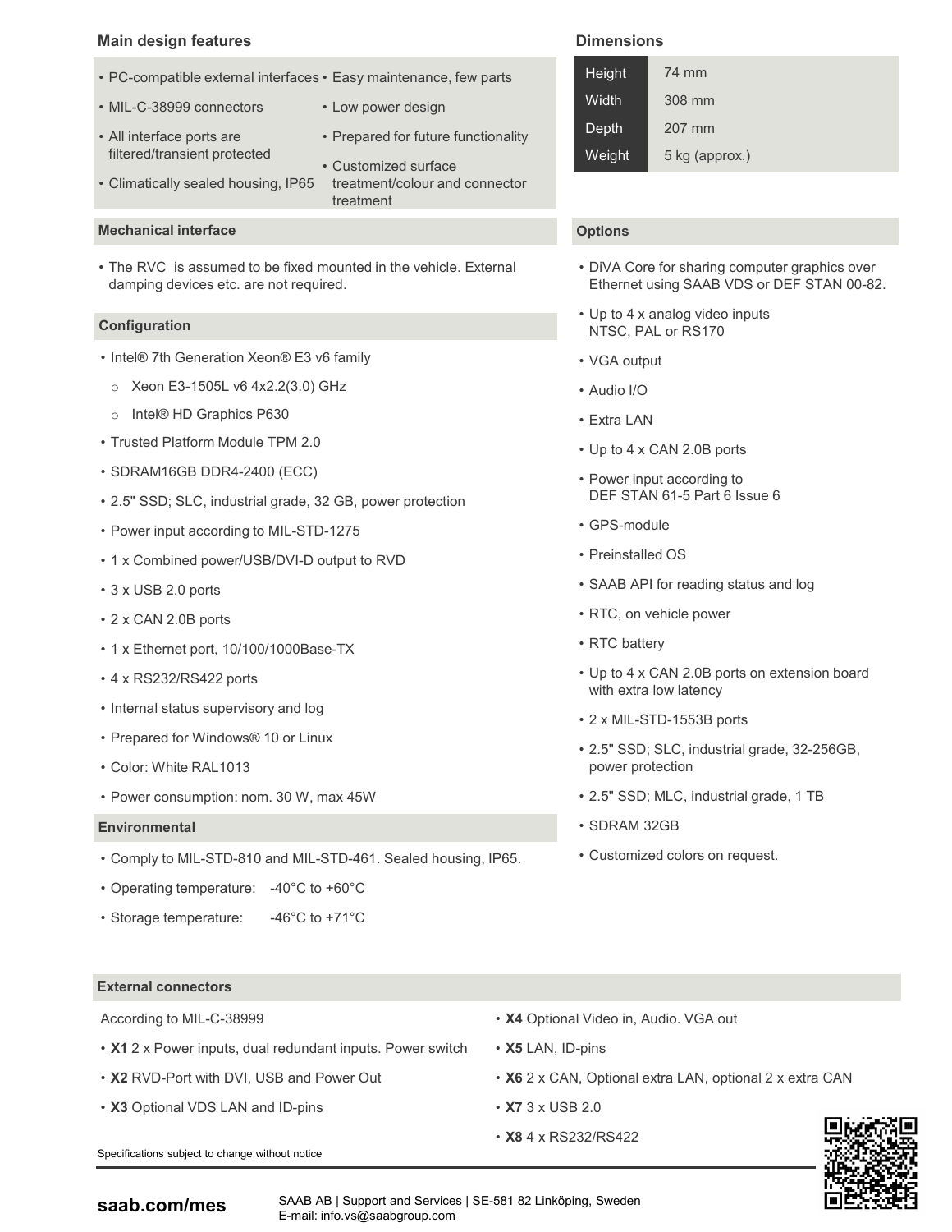## Main design features

- PC-compatible external interfaces
- MIL-C-38999 connectors
- All interface ports are filtered/transient protected
- Climatically sealed housing, IP65
- Easy maintenance, few parts
- Low power design
- Prepared for future functionality
- Customized surface treatment/colour and connector treatment

## Mechanical interface

- The RVC is assumed to be fixed mounted in the vehicle. External damping devices etc. are not required.

## Configuration

- Intel® 7th Generation Xeon® E3 v6 family
  - Xeon E3-1505L v6 4x2.2(3.0) GHz
  - Intel® HD Graphics P630
- Trusted Platform Module TPM 2.0
- SDRAM16GB DDR4-2400 (ECC)
- 2.5" SSD; SLC, industrial grade, 32 GB, power protection
- Power input according to MIL-STD-1275
- 1 x Combined power/USB/DVI-D output to RVD
- 3 x USB 2.0 ports
- 2 x CAN 2.0B ports
- 1 x Ethernet port, 10/100/1000Base-TX
- 4 x RS232/RS422 ports
- Internal status supervisory and log
- Prepared for Windows® 10 or Linux
- Color: White RAL1013
- Power consumption: nom. 30 W, max 45W

## Environmental

- Comply to MIL-STD-810 and MIL-STD-461. Sealed housing, IP65.
- Operating temperature: -40°C to +60°C
- Storage temperature: -46°C to +71°C

## Dimensions

| | |
|---|---|
| Height | 74 mm |
| Width | 308 mm |
| Depth | 207 mm |
| Weight | 5 kg (approx.) |

## Options

- DiVA Core for sharing computer graphics over Ethernet using SAAB VDS or DEF STAN 00-82.
- Up to 4 x analog video inputs NTSC, PAL or RS170
- VGA output
- Audio I/O
- Extra LAN
- Up to 4 x CAN 2.0B ports
- Power input according to DEF STAN 61-5 Part 6 Issue 6
- GPS-module
- Preinstalled OS
- SAAB API for reading status and log
- RTC, on vehicle power
- RTC battery
- Up to 4 x CAN 2.0B ports on extension board with extra low latency
- 2 x MIL-STD-1553B ports
- 2.5" SSD; SLC, industrial grade, 32-256GB, power protection
- 2.5" SSD; MLC, industrial grade, 1 TB
- SDRAM 32GB
- Customized colors on request.

## External connectors

According to MIL-C-38999

- **X1** 2 x Power inputs, dual redundant inputs. Power switch
- **X2** RVD-Port with DVI, USB and Power Out
- **X3** Optional VDS LAN and ID-pins
- **X4** Optional Video in, Audio. VGA out
- **X5** LAN, ID-pins
- **X6** 2 x CAN, Optional extra LAN, optional 2 x extra CAN
- **X7** 3 x USB 2.0
- **X8** 4 x RS232/RS422

Specifications subject to change without notice

**saab.com/mes**

SAAB AB | Support and Services | SE-581 82 Linköping, Sweden
E-mail: info.vs@saabgroup.com